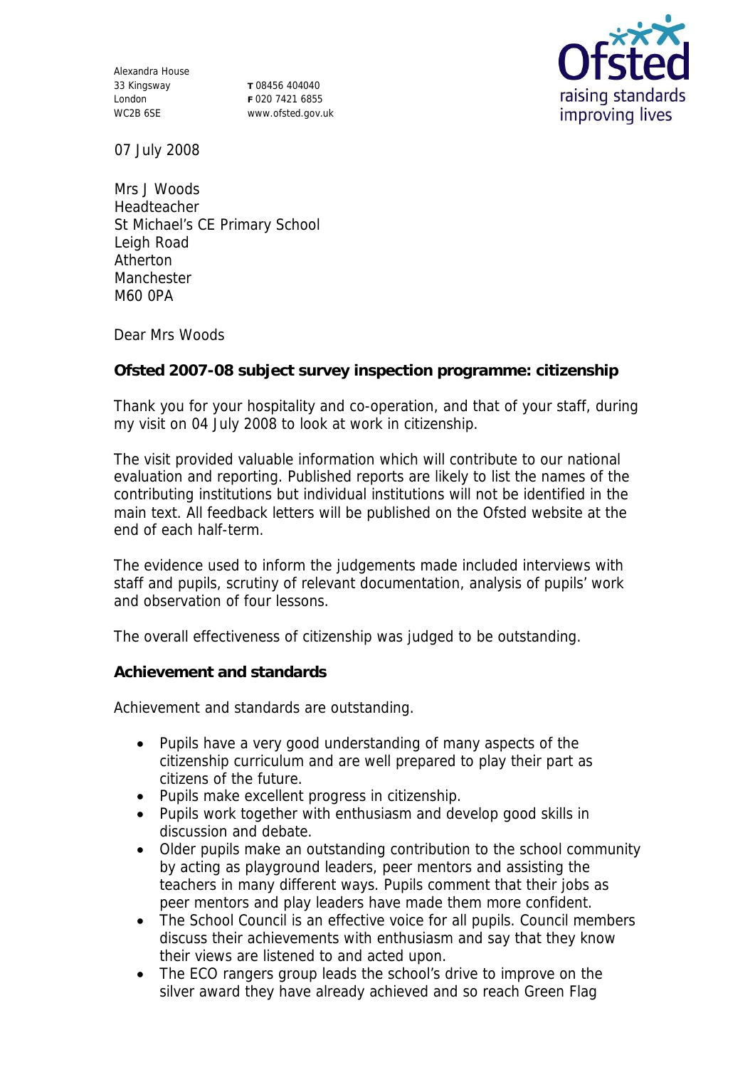Alexandra House
33 Kingsway
London
WC2B 6SE

**T** 08456 404040
**F** 020 7421 6855
www.ofsted.gov.uk

07 July 2008

Mrs J Woods
Headteacher
St Michael's CE Primary School
Leigh Road
Atherton
Manchester
M60 0PA

Dear Mrs Woods

**Ofsted 2007-08 subject survey inspection programme: citizenship**

Thank you for your hospitality and co-operation, and that of your staff, during my visit on 04 July 2008 to look at work in citizenship.

The visit provided valuable information which will contribute to our national evaluation and reporting. Published reports are likely to list the names of the contributing institutions but individual institutions will not be identified in the main text. All feedback letters will be published on the Ofsted website at the end of each half-term.

The evidence used to inform the judgements made included interviews with staff and pupils, scrutiny of relevant documentation, analysis of pupils' work and observation of four lessons.

The overall effectiveness of citizenship was judged to be outstanding.

**Achievement and standards**

Achievement and standards are outstanding.

- Pupils have a very good understanding of many aspects of the citizenship curriculum and are well prepared to play their part as citizens of the future.
- Pupils make excellent progress in citizenship.
- Pupils work together with enthusiasm and develop good skills in discussion and debate.
- Older pupils make an outstanding contribution to the school community by acting as playground leaders, peer mentors and assisting the teachers in many different ways. Pupils comment that their jobs as peer mentors and play leaders have made them more confident.
- The School Council is an effective voice for all pupils. Council members discuss their achievements with enthusiasm and say that they know their views are listened to and acted upon.
- The ECO rangers group leads the school's drive to improve on the silver award they have already achieved and so reach Green Flag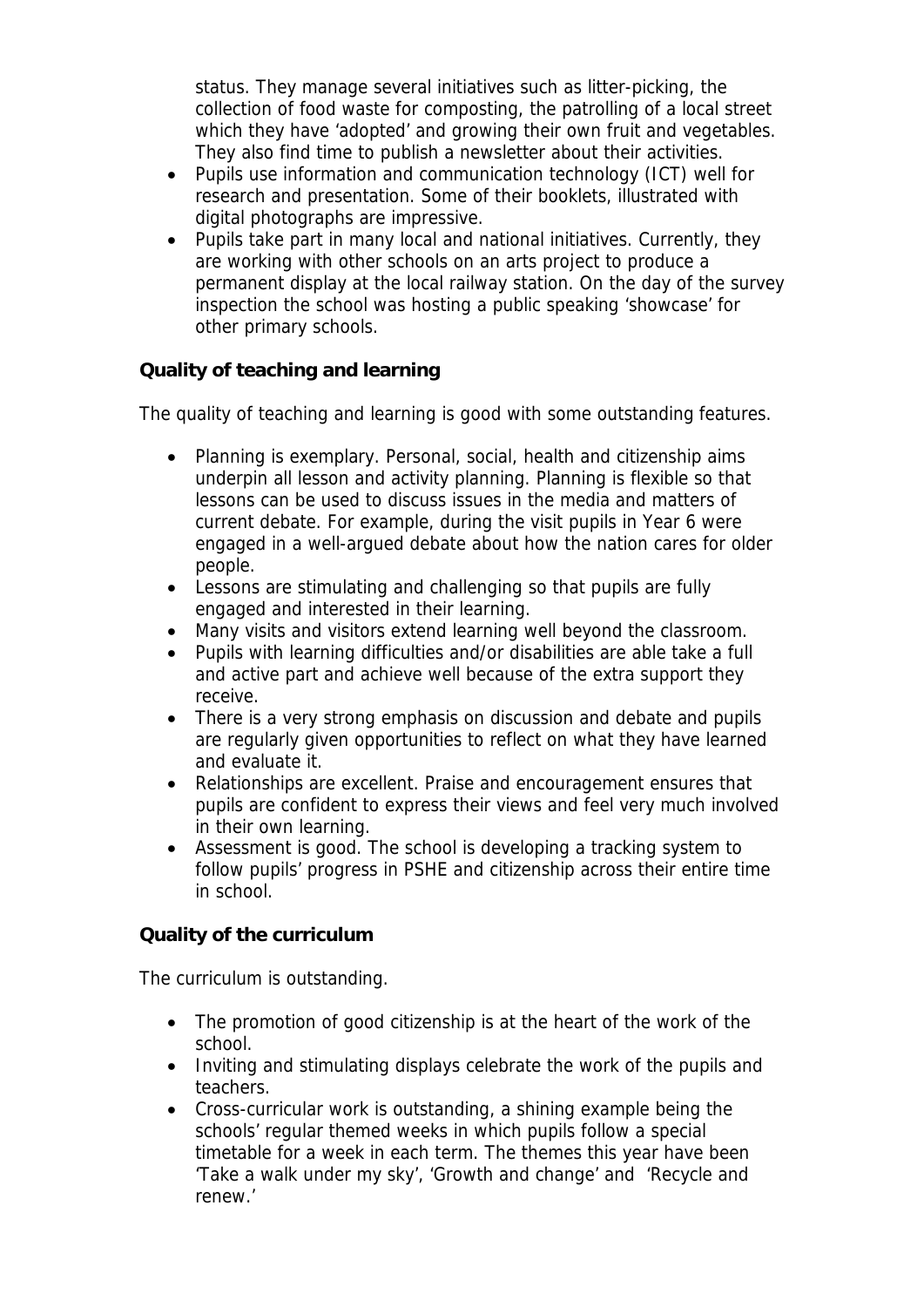status. They manage several initiatives such as litter-picking, the collection of food waste for composting, the patrolling of a local street which they have 'adopted' and growing their own fruit and vegetables. They also find time to publish a newsletter about their activities.

- Pupils use information and communication technology (ICT) well for research and presentation. Some of their booklets, illustrated with digital photographs are impressive.
- Pupils take part in many local and national initiatives. Currently, they are working with other schools on an arts project to produce a permanent display at the local railway station. On the day of the survey inspection the school was hosting a public speaking 'showcase' for other primary schools.

**Quality of teaching and learning**

The quality of teaching and learning is good with some outstanding features.

- Planning is exemplary. Personal, social, health and citizenship aims underpin all lesson and activity planning. Planning is flexible so that lessons can be used to discuss issues in the media and matters of current debate. For example, during the visit pupils in Year 6 were engaged in a well-argued debate about how the nation cares for older people.
- Lessons are stimulating and challenging so that pupils are fully engaged and interested in their learning.
- Many visits and visitors extend learning well beyond the classroom.
- Pupils with learning difficulties and/or disabilities are able take a full and active part and achieve well because of the extra support they receive.
- There is a very strong emphasis on discussion and debate and pupils are regularly given opportunities to reflect on what they have learned and evaluate it.
- Relationships are excellent. Praise and encouragement ensures that pupils are confident to express their views and feel very much involved in their own learning.
- Assessment is good. The school is developing a tracking system to follow pupils' progress in PSHE and citizenship across their entire time in school.

**Quality of the curriculum**

The curriculum is outstanding.

- The promotion of good citizenship is at the heart of the work of the school.
- Inviting and stimulating displays celebrate the work of the pupils and teachers.
- Cross-curricular work is outstanding, a shining example being the schools' regular themed weeks in which pupils follow a special timetable for a week in each term. The themes this year have been 'Take a walk under my sky', 'Growth and change' and 'Recycle and renew.'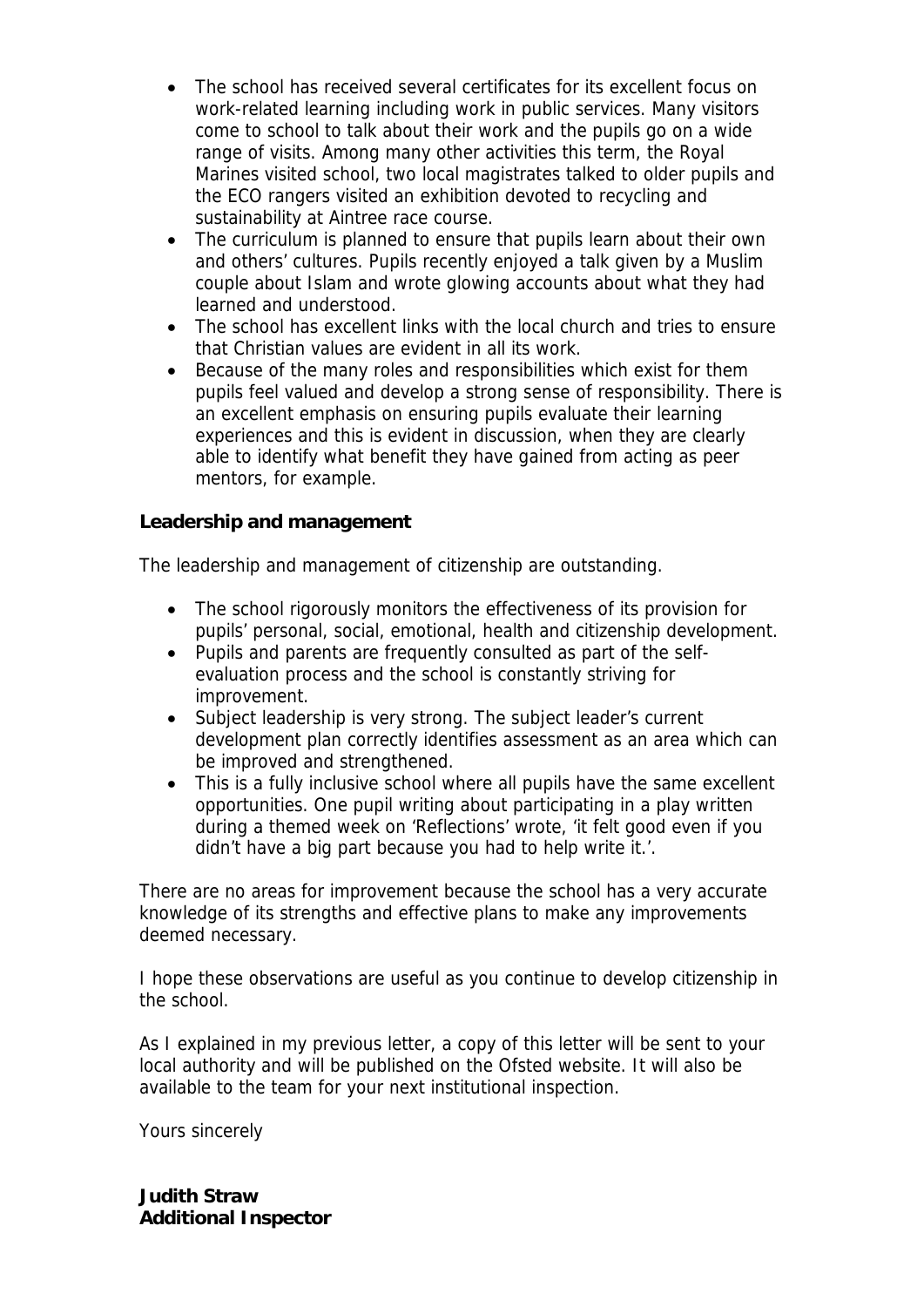- The school has received several certificates for its excellent focus on work-related learning including work in public services. Many visitors come to school to talk about their work and the pupils go on a wide range of visits. Among many other activities this term, the Royal Marines visited school, two local magistrates talked to older pupils and the ECO rangers visited an exhibition devoted to recycling and sustainability at Aintree race course.
- The curriculum is planned to ensure that pupils learn about their own and others' cultures. Pupils recently enjoyed a talk given by a Muslim couple about Islam and wrote glowing accounts about what they had learned and understood.
- The school has excellent links with the local church and tries to ensure that Christian values are evident in all its work.
- Because of the many roles and responsibilities which exist for them pupils feel valued and develop a strong sense of responsibility. There is an excellent emphasis on ensuring pupils evaluate their learning experiences and this is evident in discussion, when they are clearly able to identify what benefit they have gained from acting as peer mentors, for example.

**Leadership and management**

The leadership and management of citizenship are outstanding.

- The school rigorously monitors the effectiveness of its provision for pupils' personal, social, emotional, health and citizenship development.
- Pupils and parents are frequently consulted as part of the self-evaluation process and the school is constantly striving for improvement.
- Subject leadership is very strong. The subject leader's current development plan correctly identifies assessment as an area which can be improved and strengthened.
- This is a fully inclusive school where all pupils have the same excellent opportunities. One pupil writing about participating in a play written during a themed week on 'Reflections' wrote, 'it felt good even if you didn't have a big part because you had to help write it.'.

There are no areas for improvement because the school has a very accurate knowledge of its strengths and effective plans to make any improvements deemed necessary.

I hope these observations are useful as you continue to develop citizenship in the school.

As I explained in my previous letter, a copy of this letter will be sent to your local authority and will be published on the Ofsted website. It will also be available to the team for your next institutional inspection.

Yours sincerely

**Judith Straw**
**Additional Inspector**